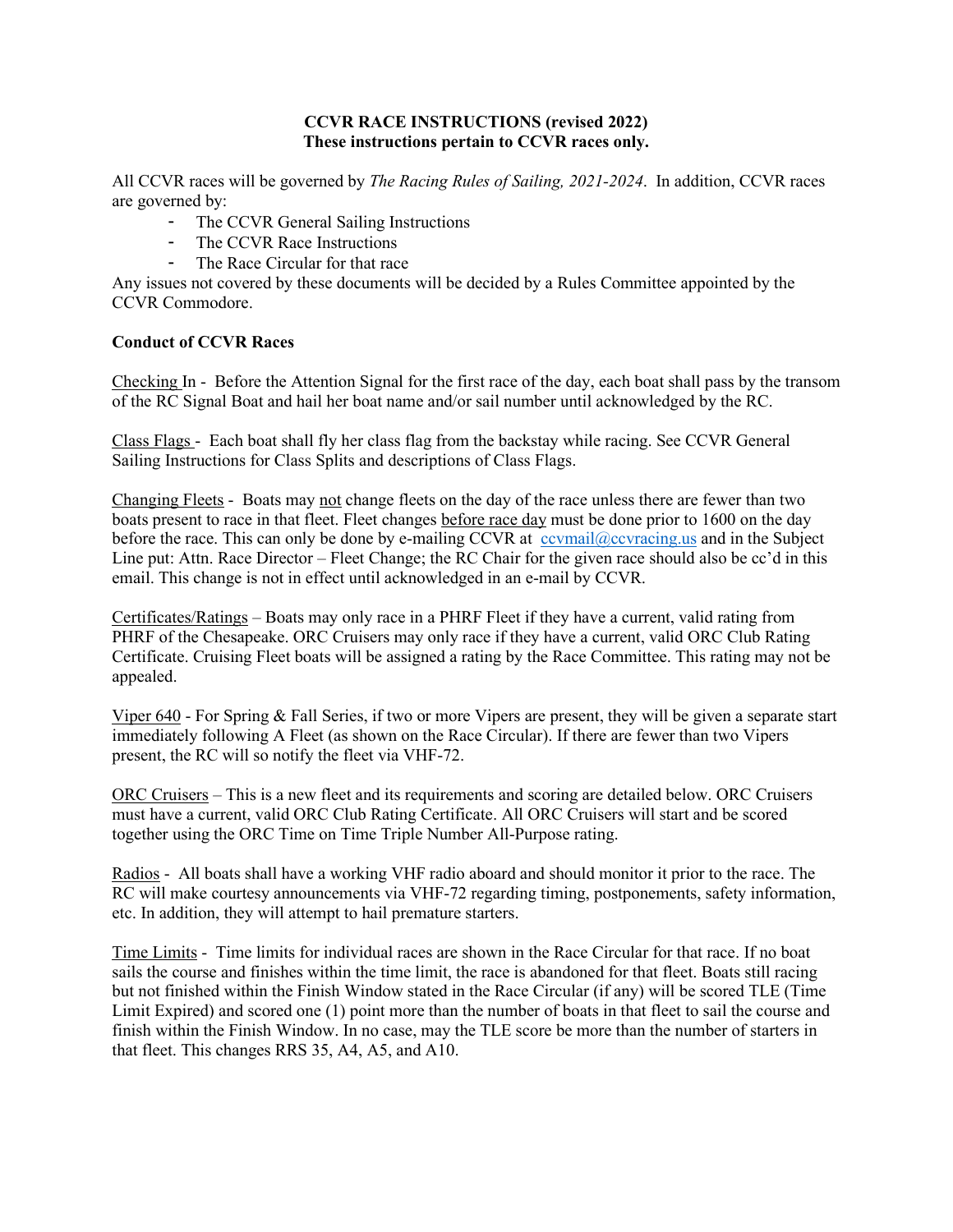**CCVR RACE INSTRUCTIONS (revised 2022)**
**These instructions pertain to CCVR races only.**

All CCVR races will be governed by *The Racing Rules of Sailing, 2021-2024*. In addition, CCVR races are governed by:

- The CCVR General Sailing Instructions
- The CCVR Race Instructions
- The Race Circular for that race

Any issues not covered by these documents will be decided by a Rules Committee appointed by the CCVR Commodore.

**Conduct of CCVR Races**

<u>Checking In</u> - Before the Attention Signal for the first race of the day, each boat shall pass by the transom of the RC Signal Boat and hail her boat name and/or sail number until acknowledged by the RC.

<u>Class Flags</u> - Each boat shall fly her class flag from the backstay while racing. See CCVR General Sailing Instructions for Class Splits and descriptions of Class Flags.

<u>Changing Fleets</u> - Boats may <u>not</u> change fleets on the day of the race unless there are fewer than two boats present to race in that fleet. Fleet changes <u>before race day</u> must be done prior to 1600 on the day before the race. This can only be done by e-mailing CCVR at ccvmail@ccvracing.us and in the Subject Line put: Attn. Race Director – Fleet Change; the RC Chair for the given race should also be cc'd in this email. This change is not in effect until acknowledged in an e-mail by CCVR.

<u>Certificates/Ratings</u> – Boats may only race in a PHRF Fleet if they have a current, valid rating from PHRF of the Chesapeake. ORC Cruisers may only race if they have a current, valid ORC Club Rating Certificate. Cruising Fleet boats will be assigned a rating by the Race Committee. This rating may not be appealed.

<u>Viper 640</u> - For Spring & Fall Series, if two or more Vipers are present, they will be given a separate start immediately following A Fleet (as shown on the Race Circular). If there are fewer than two Vipers present, the RC will so notify the fleet via VHF-72.

<u>ORC Cruisers</u> – This is a new fleet and its requirements and scoring are detailed below. ORC Cruisers must have a current, valid ORC Club Rating Certificate. All ORC Cruisers will start and be scored together using the ORC Time on Time Triple Number All-Purpose rating.

<u>Radios</u> - All boats shall have a working VHF radio aboard and should monitor it prior to the race. The RC will make courtesy announcements via VHF-72 regarding timing, postponements, safety information, etc. In addition, they will attempt to hail premature starters.

<u>Time Limits</u> - Time limits for individual races are shown in the Race Circular for that race. If no boat sails the course and finishes within the time limit, the race is abandoned for that fleet. Boats still racing but not finished within the Finish Window stated in the Race Circular (if any) will be scored TLE (Time Limit Expired) and scored one (1) point more than the number of boats in that fleet to sail the course and finish within the Finish Window. In no case, may the TLE score be more than the number of starters in that fleet. This changes RRS 35, A4, A5, and A10.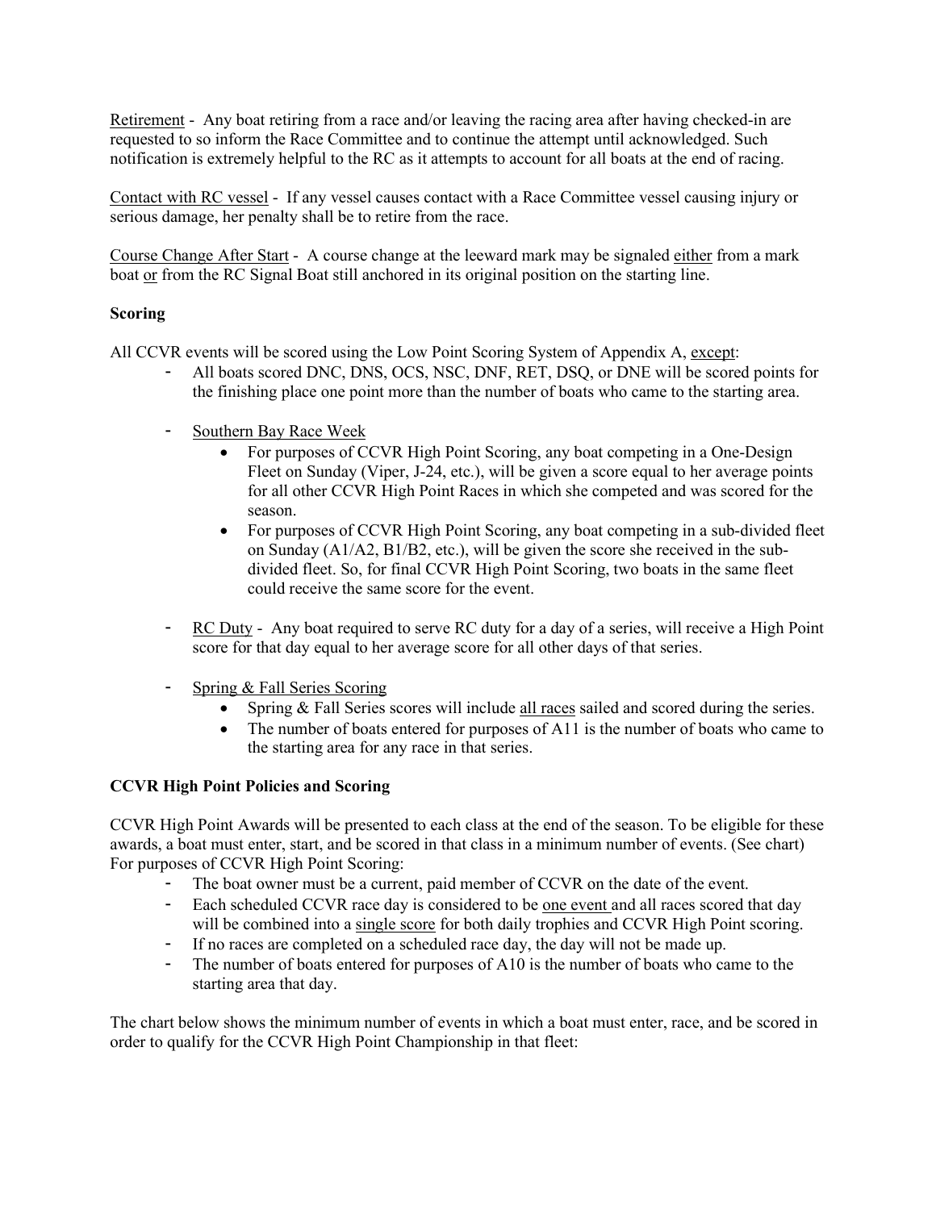Retirement - Any boat retiring from a race and/or leaving the racing area after having checked-in are requested to so inform the Race Committee and to continue the attempt until acknowledged. Such notification is extremely helpful to the RC as it attempts to account for all boats at the end of racing.

Contact with RC vessel - If any vessel causes contact with a Race Committee vessel causing injury or serious damage, her penalty shall be to retire from the race.

Course Change After Start - A course change at the leeward mark may be signaled either from a mark boat or from the RC Signal Boat still anchored in its original position on the starting line.

**Scoring**

All CCVR events will be scored using the Low Point Scoring System of Appendix A, except:

- All boats scored DNC, DNS, OCS, NSC, DNF, RET, DSQ, or DNE will be scored points for the finishing place one point more than the number of boats who came to the starting area.
- Southern Bay Race Week
  - For purposes of CCVR High Point Scoring, any boat competing in a One-Design Fleet on Sunday (Viper, J-24, etc.), will be given a score equal to her average points for all other CCVR High Point Races in which she competed and was scored for the season.
  - For purposes of CCVR High Point Scoring, any boat competing in a sub-divided fleet on Sunday (A1/A2, B1/B2, etc.), will be given the score she received in the sub-divided fleet. So, for final CCVR High Point Scoring, two boats in the same fleet could receive the same score for the event.
- RC Duty - Any boat required to serve RC duty for a day of a series, will receive a High Point score for that day equal to her average score for all other days of that series.
- Spring & Fall Series Scoring
  - Spring & Fall Series scores will include all races sailed and scored during the series.
  - The number of boats entered for purposes of A11 is the number of boats who came to the starting area for any race in that series.

**CCVR High Point Policies and Scoring**

CCVR High Point Awards will be presented to each class at the end of the season. To be eligible for these awards, a boat must enter, start, and be scored in that class in a minimum number of events. (See chart) For purposes of CCVR High Point Scoring:

- The boat owner must be a current, paid member of CCVR on the date of the event.
- Each scheduled CCVR race day is considered to be one event and all races scored that day will be combined into a single score for both daily trophies and CCVR High Point scoring.
- If no races are completed on a scheduled race day, the day will not be made up.
- The number of boats entered for purposes of A10 is the number of boats who came to the starting area that day.

The chart below shows the minimum number of events in which a boat must enter, race, and be scored in order to qualify for the CCVR High Point Championship in that fleet: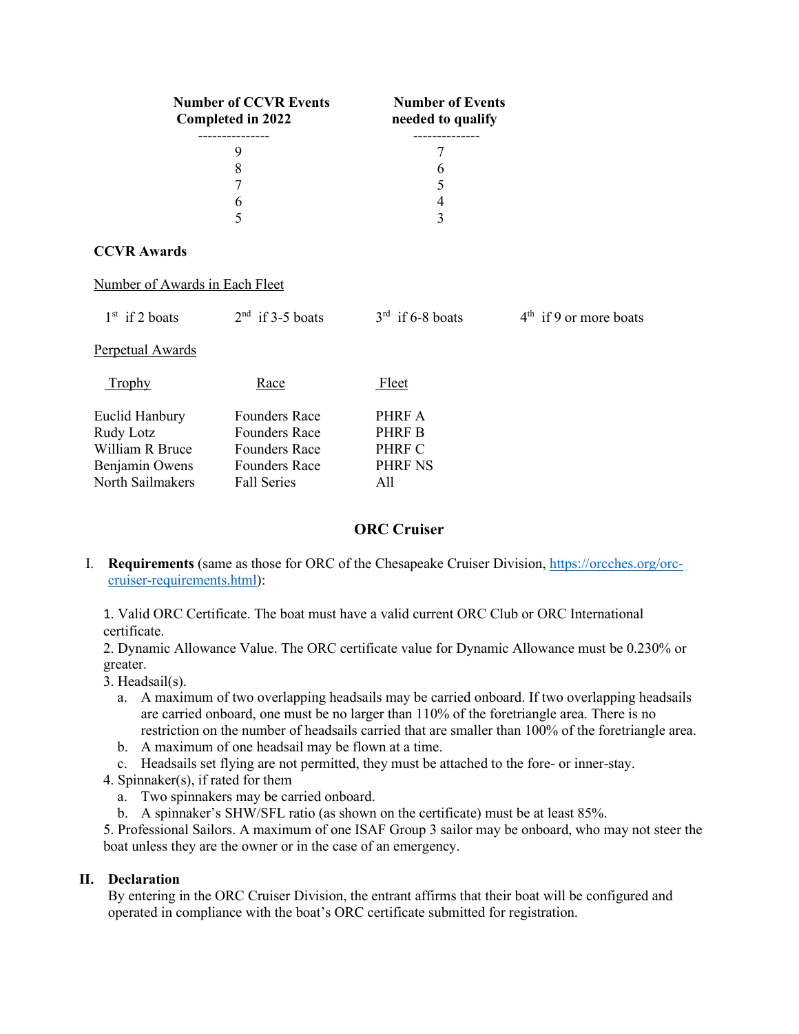| Number of CCVR Events Completed in 2022 | Number of Events needed to qualify |
|---|---|
| 9 | 7 |
| 8 | 6 |
| 7 | 5 |
| 6 | 4 |
| 5 | 3 |

**CCVR Awards**

Number of Awards in Each Fleet

1st if 2 boats     2nd if 3-5 boats     3rd if 6-8 boats     4th if 9 or more boats

Perpetual Awards

| Trophy | Race | Fleet |
|---|---|---|
| Euclid Hanbury | Founders Race | PHRF A |
| Rudy Lotz | Founders Race | PHRF B |
| William R Bruce | Founders Race | PHRF C |
| Benjamin Owens | Founders Race | PHRF NS |
| North Sailmakers | Fall Series | All |

## ORC Cruiser

I. **Requirements** (same as those for ORC of the Chesapeake Cruiser Division, https://orcches.org/orc-cruiser-requirements.html):

1. Valid ORC Certificate. The boat must have a valid current ORC Club or ORC International certificate.
2. Dynamic Allowance Value. The ORC certificate value for Dynamic Allowance must be 0.230% or greater.
3. Headsail(s).
   a. A maximum of two overlapping headsails may be carried onboard. If two overlapping headsails are carried onboard, one must be no larger than 110% of the foretriangle area. There is no restriction on the number of headsails carried that are smaller than 100% of the foretriangle area.
   b. A maximum of one headsail may be flown at a time.
   c. Headsails set flying are not permitted, they must be attached to the fore- or inner-stay.
4. Spinnaker(s), if rated for them
   a. Two spinnakers may be carried onboard.
   b. A spinnaker's SHW/SFL ratio (as shown on the certificate) must be at least 85%.
5. Professional Sailors. A maximum of one ISAF Group 3 sailor may be onboard, who may not steer the boat unless they are the owner or in the case of an emergency.

II. **Declaration**

By entering in the ORC Cruiser Division, the entrant affirms that their boat will be configured and operated in compliance with the boat's ORC certificate submitted for registration.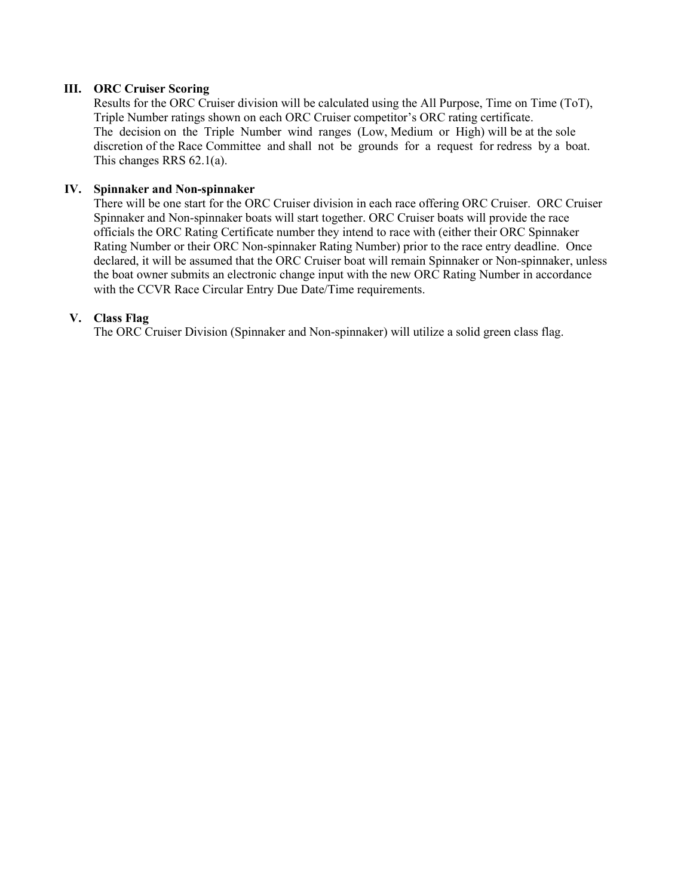## III. ORC Cruiser Scoring

Results for the ORC Cruiser division will be calculated using the All Purpose, Time on Time (ToT), Triple Number ratings shown on each ORC Cruiser competitor's ORC rating certificate. The decision on the Triple Number wind ranges (Low, Medium or High) will be at the sole discretion of the Race Committee and shall not be grounds for a request for redress by a boat. This changes RRS 62.1(a).

## IV. Spinnaker and Non-spinnaker

There will be one start for the ORC Cruiser division in each race offering ORC Cruiser. ORC Cruiser Spinnaker and Non-spinnaker boats will start together. ORC Cruiser boats will provide the race officials the ORC Rating Certificate number they intend to race with (either their ORC Spinnaker Rating Number or their ORC Non-spinnaker Rating Number) prior to the race entry deadline. Once declared, it will be assumed that the ORC Cruiser boat will remain Spinnaker or Non-spinnaker, unless the boat owner submits an electronic change input with the new ORC Rating Number in accordance with the CCVR Race Circular Entry Due Date/Time requirements.

## V. Class Flag

The ORC Cruiser Division (Spinnaker and Non-spinnaker) will utilize a solid green class flag.